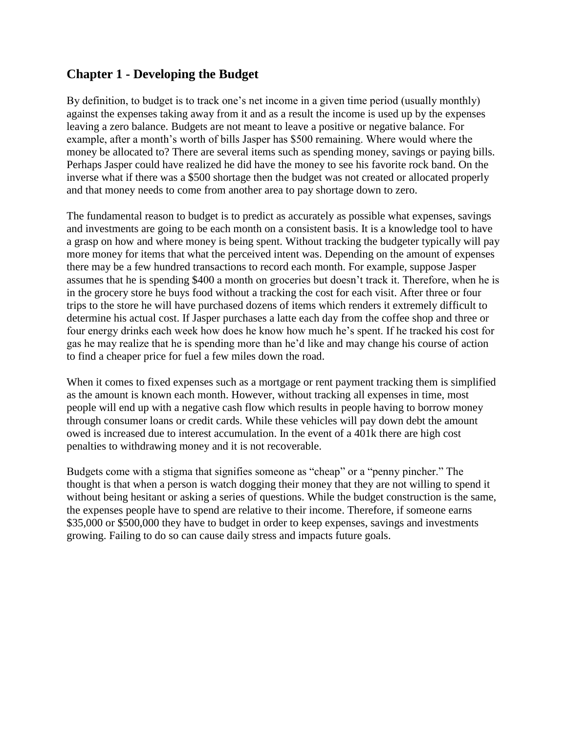## Chapter 1 - Developing the Budget

By definition, to budget is to track one's net income in a given time period (usually monthly) against the expenses taking away from it and as a result the income is used up by the expenses leaving a zero balance. Budgets are not meant to leave a positive or negative balance. For example, after a month's worth of bills Jasper has $500 remaining. Where would where the money be allocated to? There are several items such as spending money, savings or paying bills. Perhaps Jasper could have realized he did have the money to see his favorite rock band. On the inverse what if there was a $500 shortage then the budget was not created or allocated properly and that money needs to come from another area to pay shortage down to zero.

The fundamental reason to budget is to predict as accurately as possible what expenses, savings and investments are going to be each month on a consistent basis. It is a knowledge tool to have a grasp on how and where money is being spent. Without tracking the budgeter typically will pay more money for items that what the perceived intent was. Depending on the amount of expenses there may be a few hundred transactions to record each month. For example, suppose Jasper assumes that he is spending $400 a month on groceries but doesn't track it. Therefore, when he is in the grocery store he buys food without a tracking the cost for each visit. After three or four trips to the store he will have purchased dozens of items which renders it extremely difficult to determine his actual cost. If Jasper purchases a latte each day from the coffee shop and three or four energy drinks each week how does he know how much he's spent. If he tracked his cost for gas he may realize that he is spending more than he'd like and may change his course of action to find a cheaper price for fuel a few miles down the road.

When it comes to fixed expenses such as a mortgage or rent payment tracking them is simplified as the amount is known each month. However, without tracking all expenses in time, most people will end up with a negative cash flow which results in people having to borrow money through consumer loans or credit cards. While these vehicles will pay down debt the amount owed is increased due to interest accumulation. In the event of a 401k there are high cost penalties to withdrawing money and it is not recoverable.

Budgets come with a stigma that signifies someone as "cheap" or a "penny pincher." The thought is that when a person is watch dogging their money that they are not willing to spend it without being hesitant or asking a series of questions. While the budget construction is the same, the expenses people have to spend are relative to their income. Therefore, if someone earns $35,000 or $500,000 they have to budget in order to keep expenses, savings and investments growing. Failing to do so can cause daily stress and impacts future goals.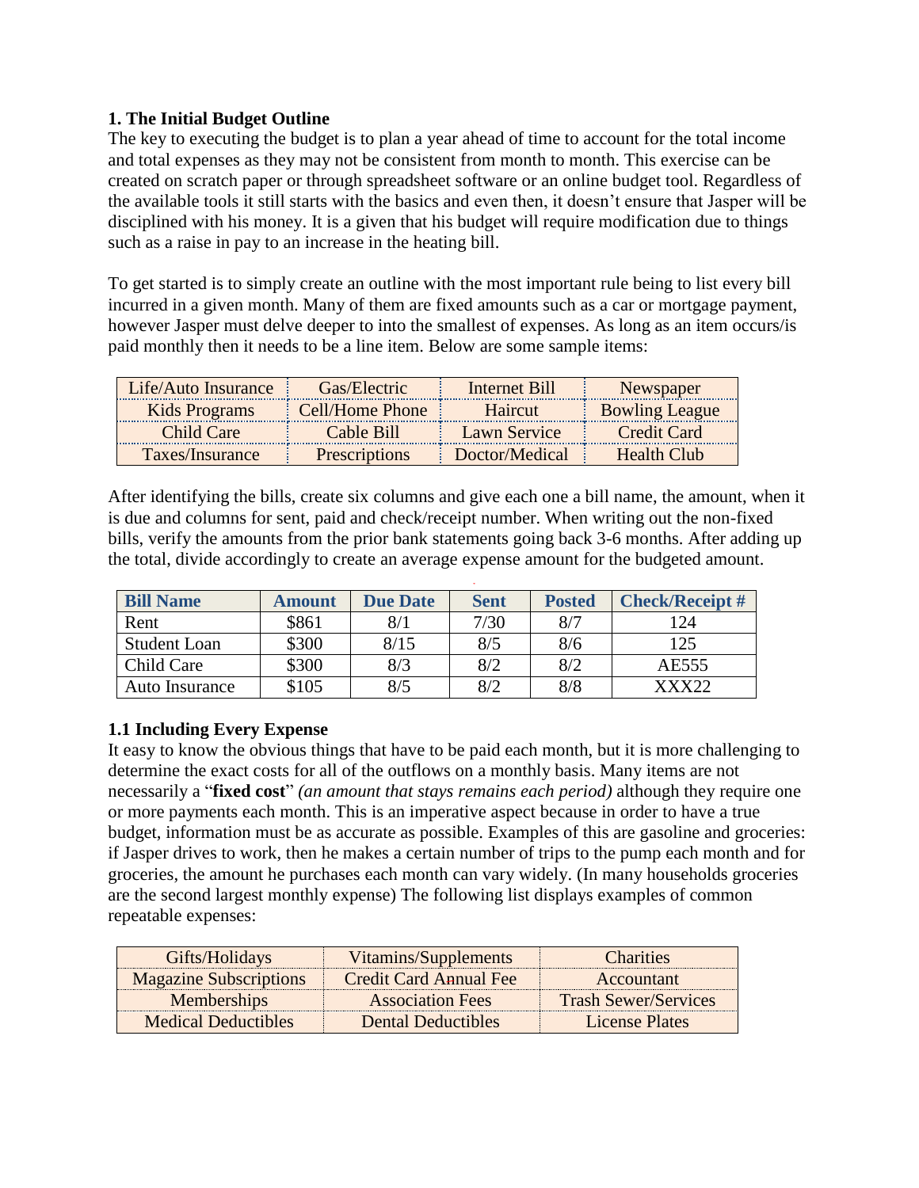### 1. The Initial Budget Outline

The key to executing the budget is to plan a year ahead of time to account for the total income and total expenses as they may not be consistent from month to month. This exercise can be created on scratch paper or through spreadsheet software or an online budget tool. Regardless of the available tools it still starts with the basics and even then, it doesn't ensure that Jasper will be disciplined with his money. It is a given that his budget will require modification due to things such as a raise in pay to an increase in the heating bill.

To get started is to simply create an outline with the most important rule being to list every bill incurred in a given month. Many of them are fixed amounts such as a car or mortgage payment, however Jasper must delve deeper to into the smallest of expenses. As long as an item occurs/is paid monthly then it needs to be a line item. Below are some sample items:

| | | | |
|---|---|---|---|
| Life/Auto Insurance | Gas/Electric | Internet Bill | Newspaper |
| Kids Programs | Cell/Home Phone | Haircut | Bowling League |
| Child Care | Cable Bill | Lawn Service | Credit Card |
| Taxes/Insurance | Prescriptions | Doctor/Medical | Health Club |

After identifying the bills, create six columns and give each one a bill name, the amount, when it is due and columns for sent, paid and check/receipt number. When writing out the non-fixed bills, verify the amounts from the prior bank statements going back 3-6 months. After adding up the total, divide accordingly to create an average expense amount for the budgeted amount.

| Bill Name | Amount | Due Date | Sent | Posted | Check/Receipt # |
|---|---|---|---|---|---|
| Rent | $861 | 8/1 | 7/30 | 8/7 | 124 |
| Student Loan | $300 | 8/15 | 8/5 | 8/6 | 125 |
| Child Care | $300 | 8/3 | 8/2 | 8/2 | AE555 |
| Auto Insurance | $105 | 8/5 | 8/2 | 8/8 | XXX22 |

### 1.1 Including Every Expense

It easy to know the obvious things that have to be paid each month, but it is more challenging to determine the exact costs for all of the outflows on a monthly basis. Many items are not necessarily a "**fixed cost**" *(an amount that stays remains each period)* although they require one or more payments each month. This is an imperative aspect because in order to have a true budget, information must be as accurate as possible. Examples of this are gasoline and groceries: if Jasper drives to work, then he makes a certain number of trips to the pump each month and for groceries, the amount he purchases each month can vary widely. (In many households groceries are the second largest monthly expense) The following list displays examples of common repeatable expenses:

| | | |
|---|---|---|
| Gifts/Holidays | Vitamins/Supplements | Charities |
| Magazine Subscriptions | Credit Card Annual Fee | Accountant |
| Memberships | Association Fees | Trash Sewer/Services |
| Medical Deductibles | Dental Deductibles | License Plates |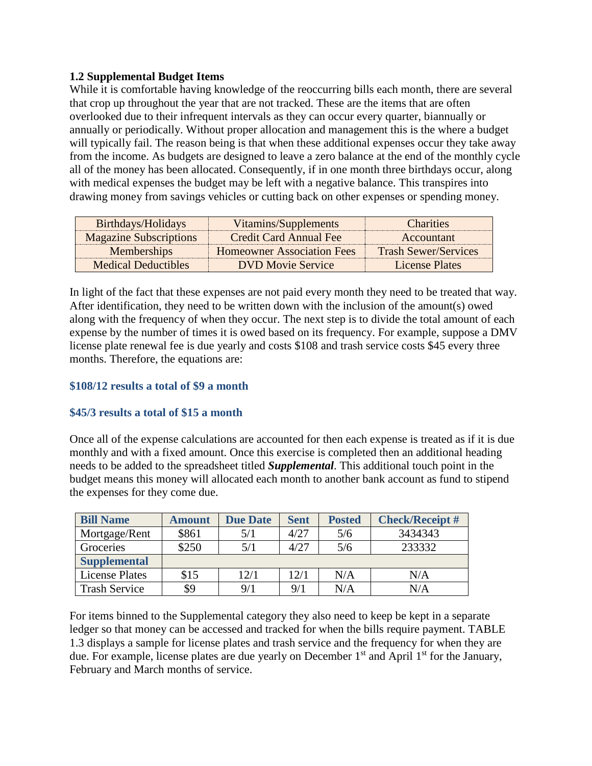**1.2 Supplemental Budget Items**

While it is comfortable having knowledge of the reoccurring bills each month, there are several that crop up throughout the year that are not tracked. These are the items that are often overlooked due to their infrequent intervals as they can occur every quarter, biannually or annually or periodically. Without proper allocation and management this is the where a budget will typically fail. The reason being is that when these additional expenses occur they take away from the income. As budgets are designed to leave a zero balance at the end of the monthly cycle all of the money has been allocated. Consequently, if in one month three birthdays occur, along with medical expenses the budget may be left with a negative balance. This transpires into drawing money from savings vehicles or cutting back on other expenses or spending money.

| | | |
|---|---|---|
| Birthdays/Holidays | Vitamins/Supplements | Charities |
| Magazine Subscriptions | Credit Card Annual Fee | Accountant |
| Memberships | Homeowner Association Fees | Trash Sewer/Services |
| Medical Deductibles | DVD Movie Service | License Plates |

In light of the fact that these expenses are not paid every month they need to be treated that way. After identification, they need to be written down with the inclusion of the amount(s) owed along with the frequency of when they occur. The next step is to divide the total amount of each expense by the number of times it is owed based on its frequency. For example, suppose a DMV license plate renewal fee is due yearly and costs $108 and trash service costs $45 every three months. Therefore, the equations are:

**$108/12 results a total of $9 a month**

**$45/3 results a total of $15 a month**

Once all of the expense calculations are accounted for then each expense is treated as if it is due monthly and with a fixed amount. Once this exercise is completed then an additional heading needs to be added to the spreadsheet titled ***Supplemental***. This additional touch point in the budget means this money will allocated each month to another bank account as fund to stipend the expenses for they come due.

| Bill Name | Amount | Due Date | Sent | Posted | Check/Receipt # |
|---|---|---|---|---|---|
| Mortgage/Rent | $861 | 5/1 | 4/27 | 5/6 | 3434343 |
| Groceries | $250 | 5/1 | 4/27 | 5/6 | 233332 |
| **Supplemental** | | | | | |
| License Plates | $15 | 12/1 | 12/1 | N/A | N/A |
| Trash Service | $9 | 9/1 | 9/1 | N/A | N/A |

For items binned to the Supplemental category they also need to keep be kept in a separate ledger so that money can be accessed and tracked for when the bills require payment. TABLE 1.3 displays a sample for license plates and trash service and the frequency for when they are due. For example, license plates are due yearly on December 1st and April 1st for the January, February and March months of service.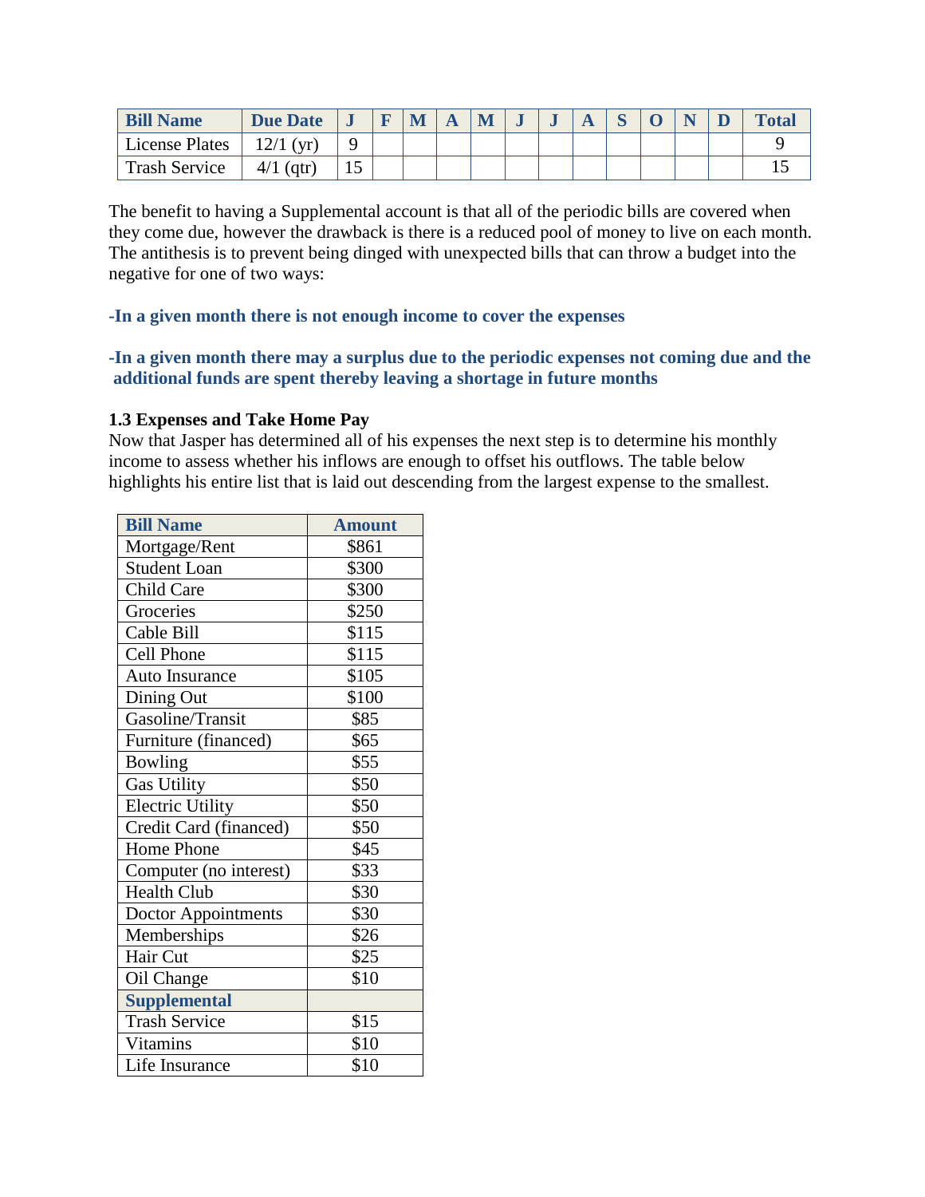| Bill Name | Due Date | J | F | M | A | M | J | J | A | S | O | N | D | Total |
|---|---|---|---|---|---|---|---|---|---|---|---|---|---|---|
| License Plates | 12/1 (yr) | 9 | | | | | | | | | | | | 9 |
| Trash Service | 4/1 (qtr) | 15 | | | | | | | | | | | | 15 |

The benefit to having a Supplemental account is that all of the periodic bills are covered when they come due, however the drawback is there is a reduced pool of money to live on each month. The antithesis is to prevent being dinged with unexpected bills that can throw a budget into the negative for one of two ways:

**-In a given month there is not enough income to cover the expenses**

**-In a given month there may a surplus due to the periodic expenses not coming due and the additional funds are spent thereby leaving a shortage in future months**

### 1.3 Expenses and Take Home Pay

Now that Jasper has determined all of his expenses the next step is to determine his monthly income to assess whether his inflows are enough to offset his outflows. The table below highlights his entire list that is laid out descending from the largest expense to the smallest.

| Bill Name | Amount |
|---|---|
| Mortgage/Rent | $861 |
| Student Loan | $300 |
| Child Care | $300 |
| Groceries | $250 |
| Cable Bill | $115 |
| Cell Phone | $115 |
| Auto Insurance | $105 |
| Dining Out | $100 |
| Gasoline/Transit | $85 |
| Furniture (financed) | $65 |
| Bowling | $55 |
| Gas Utility | $50 |
| Electric Utility | $50 |
| Credit Card (financed) | $50 |
| Home Phone | $45 |
| Computer (no interest) | $33 |
| Health Club | $30 |
| Doctor Appointments | $30 |
| Memberships | $26 |
| Hair Cut | $25 |
| Oil Change | $10 |
| **Supplemental** | |
| Trash Service | $15 |
| Vitamins | $10 |
| Life Insurance | $10 |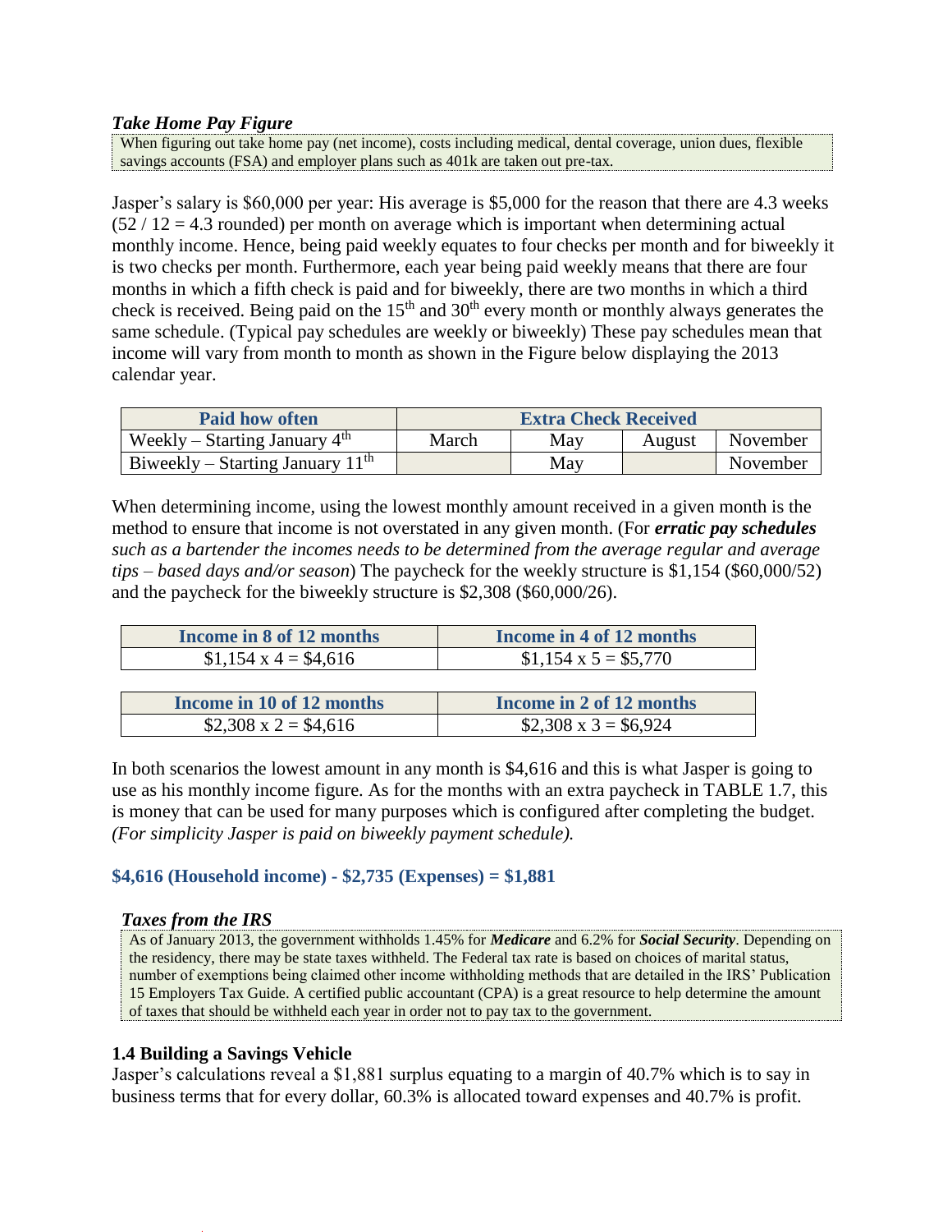***Take Home Pay Figure***

When figuring out take home pay (net income), costs including medical, dental coverage, union dues, flexible savings accounts (FSA) and employer plans such as 401k are taken out pre-tax.

Jasper's salary is $60,000 per year: His average is $5,000 for the reason that there are 4.3 weeks (52 / 12 = 4.3 rounded) per month on average which is important when determining actual monthly income. Hence, being paid weekly equates to four checks per month and for biweekly it is two checks per month. Furthermore, each year being paid weekly means that there are four months in which a fifth check is paid and for biweekly, there are two months in which a third check is received. Being paid on the 15th and 30th every month or monthly always generates the same schedule. (Typical pay schedules are weekly or biweekly) These pay schedules mean that income will vary from month to month as shown in the Figure below displaying the 2013 calendar year.

| Paid how often | Extra Check Received | | | |
|---|---|---|---|---|
| Weekly – Starting January 4th | March | May | August | November |
| Biweekly – Starting January 11th | | May | | November |

When determining income, using the lowest monthly amount received in a given month is the method to ensure that income is not overstated in any given month. (For ***erratic pay schedules*** *such as a bartender the incomes needs to be determined from the average regular and average tips – based days and/or season*) The paycheck for the weekly structure is $1,154 ($60,000/52) and the paycheck for the biweekly structure is $2,308 ($60,000/26).

| Income in 8 of 12 months | Income in 4 of 12 months |
|---|---|
| $1,154 x 4 = $4,616 | $1,154 x 5 = $5,770 |

| Income in 10 of 12 months | Income in 2 of 12 months |
|---|---|
| $2,308 x 2 = $4,616 | $2,308 x 3 = $6,924 |

In both scenarios the lowest amount in any month is $4,616 and this is what Jasper is going to use as his monthly income figure. As for the months with an extra paycheck in TABLE 1.7, this is money that can be used for many purposes which is configured after completing the budget. *(For simplicity Jasper is paid on biweekly payment schedule).*

**$4,616 (Household income) - $2,735 (Expenses) = $1,881**

***Taxes from the IRS***

As of January 2013, the government withholds 1.45% for ***Medicare*** and 6.2% for ***Social Security***. Depending on the residency, there may be state taxes withheld. The Federal tax rate is based on choices of marital status, number of exemptions being claimed other income withholding methods that are detailed in the IRS' Publication 15 Employers Tax Guide. A certified public accountant (CPA) is a great resource to help determine the amount of taxes that should be withheld each year in order not to pay tax to the government.

### 1.4 Building a Savings Vehicle

Jasper's calculations reveal a $1,881 surplus equating to a margin of 40.7% which is to say in business terms that for every dollar, 60.3% is allocated toward expenses and 40.7% is profit.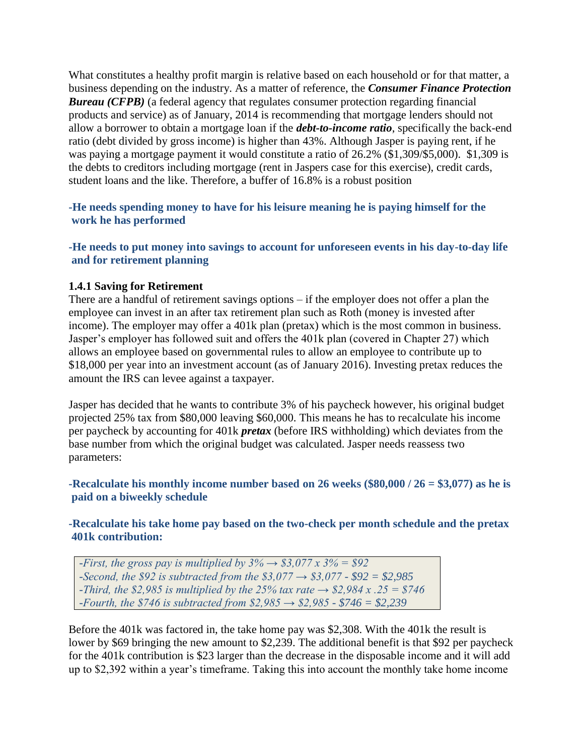What constitutes a healthy profit margin is relative based on each household or for that matter, a business depending on the industry. As a matter of reference, the ***Consumer Finance Protection Bureau (CFPB)*** (a federal agency that regulates consumer protection regarding financial products and service) as of January, 2014 is recommending that mortgage lenders should not allow a borrower to obtain a mortgage loan if the ***debt-to-income ratio***, specifically the back-end ratio (debt divided by gross income) is higher than 43%. Although Jasper is paying rent, if he was paying a mortgage payment it would constitute a ratio of 26.2% ($1,309/$5,000). $1,309 is the debts to creditors including mortgage (rent in Jaspers case for this exercise), credit cards, student loans and the like. Therefore, a buffer of 16.8% is a robust position

**-He needs spending money to have for his leisure meaning he is paying himself for the work he has performed**

**-He needs to put money into savings to account for unforeseen events in his day-to-day life and for retirement planning**

### 1.4.1 Saving for Retirement

There are a handful of retirement savings options – if the employer does not offer a plan the employee can invest in an after tax retirement plan such as Roth (money is invested after income). The employer may offer a 401k plan (pretax) which is the most common in business. Jasper's employer has followed suit and offers the 401k plan (covered in Chapter 27) which allows an employee based on governmental rules to allow an employee to contribute up to $18,000 per year into an investment account (as of January 2016). Investing pretax reduces the amount the IRS can levee against a taxpayer.

Jasper has decided that he wants to contribute 3% of his paycheck however, his original budget projected 25% tax from $80,000 leaving $60,000. This means he has to recalculate his income per paycheck by accounting for 401k ***pretax*** (before IRS withholding) which deviates from the base number from which the original budget was calculated. Jasper needs reassess two parameters:

**-Recalculate his monthly income number based on 26 weeks ($80,000 / 26 = $3,077) as he is paid on a biweekly schedule**

**-Recalculate his take home pay based on the two-check per month schedule and the pretax 401k contribution:**

*-First, the gross pay is multiplied by 3% → $3,077 x 3% = $92*
*-Second, the $92 is subtracted from the $3,077 → $3,077 - $92 = $2,985*
*-Third, the $2,985 is multiplied by the 25% tax rate → $2,984 x .25 = $746*
*-Fourth, the $746 is subtracted from $2,985 → $2,985 - $746 = $2,239*

Before the 401k was factored in, the take home pay was $2,308. With the 401k the result is lower by $69 bringing the new amount to $2,239. The additional benefit is that $92 per paycheck for the 401k contribution is $23 larger than the decrease in the disposable income and it will add up to $2,392 within a year's timeframe. Taking this into account the monthly take home income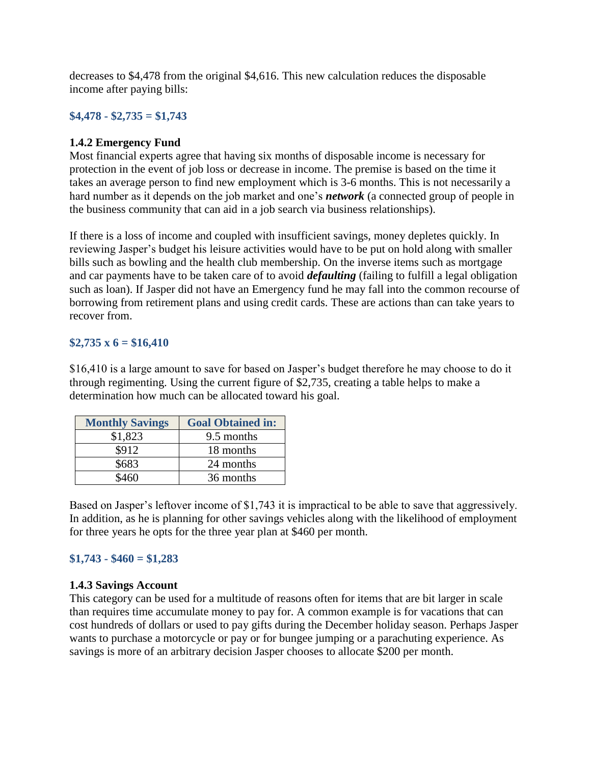decreases to $4,478 from the original $4,616. This new calculation reduces the disposable income after paying bills:

**$4,478 - $2,735 = $1,743**

### 1.4.2 Emergency Fund

Most financial experts agree that having six months of disposable income is necessary for protection in the event of job loss or decrease in income. The premise is based on the time it takes an average person to find new employment which is 3-6 months. This is not necessarily a hard number as it depends on the job market and one's ***network*** (a connected group of people in the business community that can aid in a job search via business relationships).

If there is a loss of income and coupled with insufficient savings, money depletes quickly. In reviewing Jasper's budget his leisure activities would have to be put on hold along with smaller bills such as bowling and the health club membership. On the inverse items such as mortgage and car payments have to be taken care of to avoid ***defaulting*** (failing to fulfill a legal obligation such as loan). If Jasper did not have an Emergency fund he may fall into the common recourse of borrowing from retirement plans and using credit cards. These are actions than can take years to recover from.

**$2,735 x 6 = $16,410**

$16,410 is a large amount to save for based on Jasper's budget therefore he may choose to do it through regimenting. Using the current figure of $2,735, creating a table helps to make a determination how much can be allocated toward his goal.

| Monthly Savings | Goal Obtained in: |
| --- | --- |
| $1,823 | 9.5 months |
| $912 | 18 months |
| $683 | 24 months |
| $460 | 36 months |

Based on Jasper's leftover income of $1,743 it is impractical to be able to save that aggressively. In addition, as he is planning for other savings vehicles along with the likelihood of employment for three years he opts for the three year plan at $460 per month.

**$1,743 - $460 = $1,283**

### 1.4.3 Savings Account

This category can be used for a multitude of reasons often for items that are bit larger in scale than requires time accumulate money to pay for. A common example is for vacations that can cost hundreds of dollars or used to pay gifts during the December holiday season. Perhaps Jasper wants to purchase a motorcycle or pay or for bungee jumping or a parachuting experience. As savings is more of an arbitrary decision Jasper chooses to allocate $200 per month.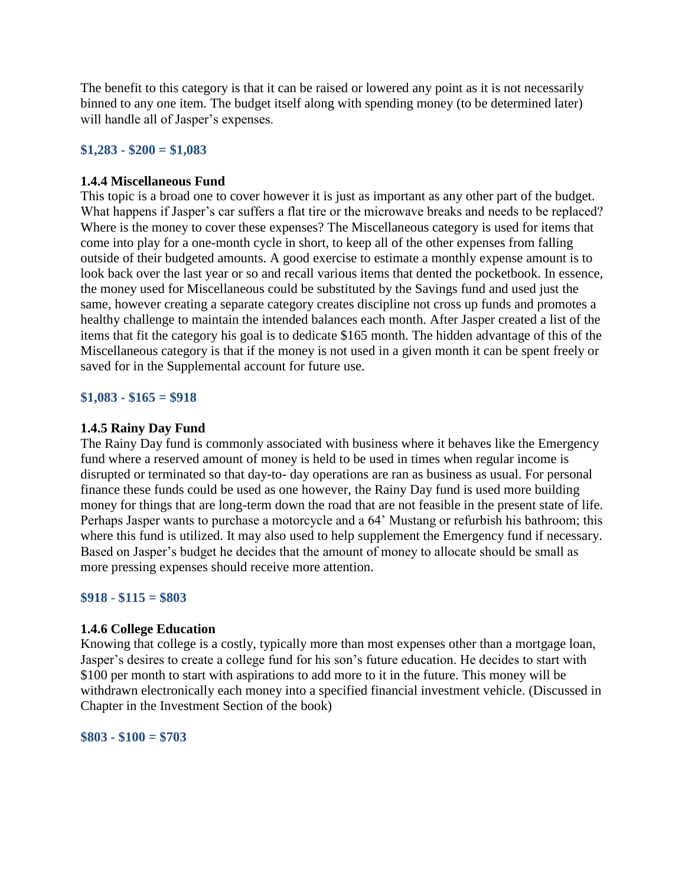The benefit to this category is that it can be raised or lowered any point as it is not necessarily binned to any one item. The budget itself along with spending money (to be determined later) will handle all of Jasper's expenses.

**$1,283 - $200 = $1,083**

**1.4.4 Miscellaneous Fund**
This topic is a broad one to cover however it is just as important as any other part of the budget. What happens if Jasper's car suffers a flat tire or the microwave breaks and needs to be replaced? Where is the money to cover these expenses? The Miscellaneous category is used for items that come into play for a one-month cycle in short, to keep all of the other expenses from falling outside of their budgeted amounts. A good exercise to estimate a monthly expense amount is to look back over the last year or so and recall various items that dented the pocketbook. In essence, the money used for Miscellaneous could be substituted by the Savings fund and used just the same, however creating a separate category creates discipline not cross up funds and promotes a healthy challenge to maintain the intended balances each month. After Jasper created a list of the items that fit the category his goal is to dedicate $165 month. The hidden advantage of this of the Miscellaneous category is that if the money is not used in a given month it can be spent freely or saved for in the Supplemental account for future use.

**$1,083 - $165 = $918**

**1.4.5 Rainy Day Fund**
The Rainy Day fund is commonly associated with business where it behaves like the Emergency fund where a reserved amount of money is held to be used in times when regular income is disrupted or terminated so that day-to- day operations are ran as business as usual. For personal finance these funds could be used as one however, the Rainy Day fund is used more building money for things that are long-term down the road that are not feasible in the present state of life. Perhaps Jasper wants to purchase a motorcycle and a 64' Mustang or refurbish his bathroom; this where this fund is utilized. It may also used to help supplement the Emergency fund if necessary. Based on Jasper's budget he decides that the amount of money to allocate should be small as more pressing expenses should receive more attention.

**$918 - $115 = $803**

**1.4.6 College Education**
Knowing that college is a costly, typically more than most expenses other than a mortgage loan, Jasper's desires to create a college fund for his son's future education. He decides to start with $100 per month to start with aspirations to add more to it in the future. This money will be withdrawn electronically each money into a specified financial investment vehicle. (Discussed in Chapter in the Investment Section of the book)

**$803 - $100 = $703**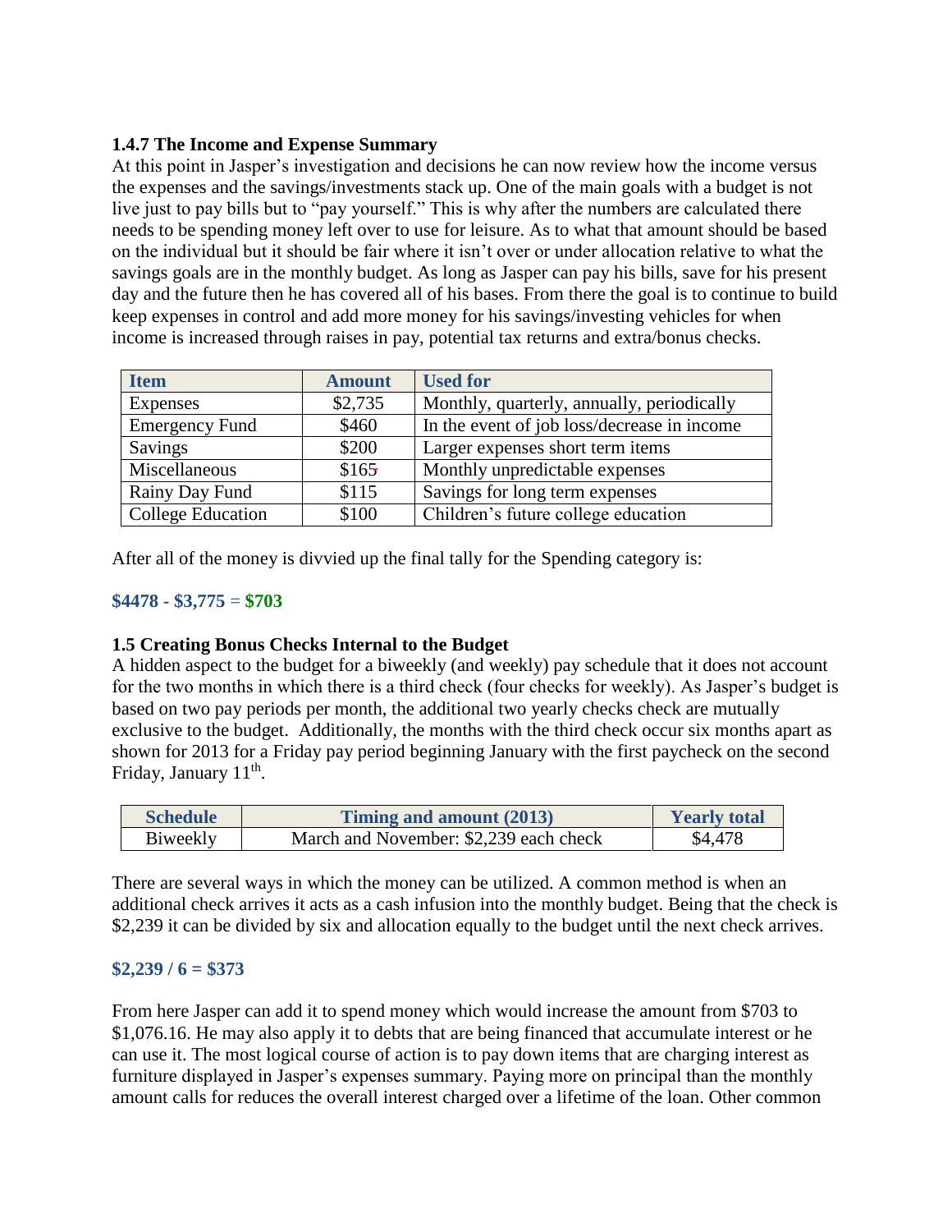### 1.4.7 The Income and Expense Summary

At this point in Jasper's investigation and decisions he can now review how the income versus the expenses and the savings/investments stack up. One of the main goals with a budget is not live just to pay bills but to "pay yourself." This is why after the numbers are calculated there needs to be spending money left over to use for leisure. As to what that amount should be based on the individual but it should be fair where it isn't over or under allocation relative to what the savings goals are in the monthly budget. As long as Jasper can pay his bills, save for his present day and the future then he has covered all of his bases. From there the goal is to continue to build keep expenses in control and add more money for his savings/investing vehicles for when income is increased through raises in pay, potential tax returns and extra/bonus checks.

| Item | Amount | Used for |
|---|---|---|
| Expenses | $2,735 | Monthly, quarterly, annually, periodically |
| Emergency Fund | $460 | In the event of job loss/decrease in income |
| Savings | $200 | Larger expenses short term items |
| Miscellaneous | $165 | Monthly unpredictable expenses |
| Rainy Day Fund | $115 | Savings for long term expenses |
| College Education | $100 | Children's future college education |

After all of the money is divvied up the final tally for the Spending category is:

**$4478 - $3,775 = $703**

### 1.5 Creating Bonus Checks Internal to the Budget

A hidden aspect to the budget for a biweekly (and weekly) pay schedule that it does not account for the two months in which there is a third check (four checks for weekly). As Jasper's budget is based on two pay periods per month, the additional two yearly checks check are mutually exclusive to the budget. Additionally, the months with the third check occur six months apart as shown for 2013 for a Friday pay period beginning January with the first paycheck on the second Friday, January 11th.

| Schedule | Timing and amount (2013) | Yearly total |
|---|---|---|
| Biweekly | March and November: $2,239 each check | $4,478 |

There are several ways in which the money can be utilized. A common method is when an additional check arrives it acts as a cash infusion into the monthly budget. Being that the check is $2,239 it can be divided by six and allocation equally to the budget until the next check arrives.

**$2,239 / 6 = $373**

From here Jasper can add it to spend money which would increase the amount from $703 to $1,076.16. He may also apply it to debts that are being financed that accumulate interest or he can use it. The most logical course of action is to pay down items that are charging interest as furniture displayed in Jasper's expenses summary. Paying more on principal than the monthly amount calls for reduces the overall interest charged over a lifetime of the loan. Other common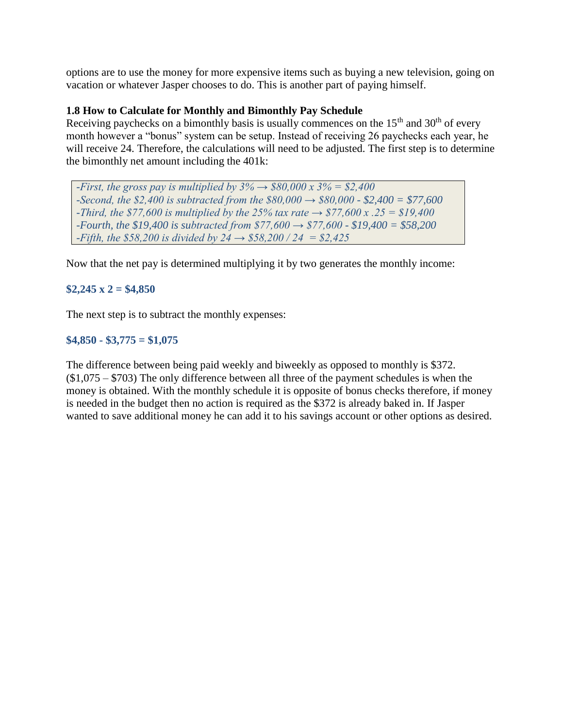options are to use the money for more expensive items such as buying a new television, going on vacation or whatever Jasper chooses to do. This is another part of paying himself.

**1.8 How to Calculate for Monthly and Bimonthly Pay Schedule**

Receiving paychecks on a bimonthly basis is usually commences on the 15th and 30th of every month however a "bonus" system can be setup. Instead of receiving 26 paychecks each year, he will receive 24. Therefore, the calculations will need to be adjusted. The first step is to determine the bimonthly net amount including the 401k:

*-First, the gross pay is multiplied by 3% → $80,000 x 3% = $2,400*
*-Second, the $2,400 is subtracted from the $80,000 → $80,000 - $2,400 = $77,600*
*-Third, the $77,600 is multiplied by the 25% tax rate → $77,600 x .25 = $19,400*
*-Fourth, the $19,400 is subtracted from $77,600 → $77,600 - $19,400 = $58,200*
*-Fifth, the $58,200 is divided by 24 → $58,200 / 24 = $2,425*

Now that the net pay is determined multiplying it by two generates the monthly income:

**$2,245 x 2 = $4,850**

The next step is to subtract the monthly expenses:

**$4,850 - $3,775 = $1,075**

The difference between being paid weekly and biweekly as opposed to monthly is $372. ($1,075 – $703) The only difference between all three of the payment schedules is when the money is obtained. With the monthly schedule it is opposite of bonus checks therefore, if money is needed in the budget then no action is required as the $372 is already baked in. If Jasper wanted to save additional money he can add it to his savings account or other options as desired.